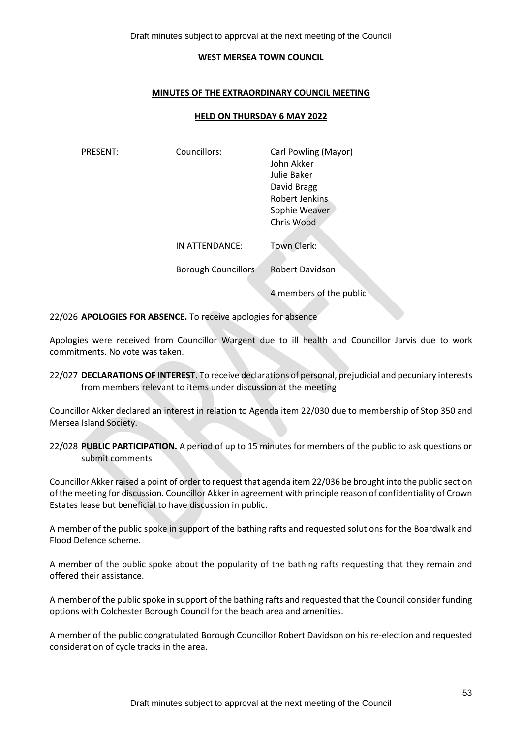**WEST MERSEA TOWN COUNCIL**

**MINUTES OF THE EXTRAORDINARY COUNCIL MEETING**

**HELD ON THURSDAY 6 MAY 2022**

| | | |
|---|---|---|
| PRESENT: | Councillors: | Carl Powling (Mayor)<br>John Akker<br>Julie Baker<br>David Bragg<br>Robert Jenkins<br>Sophie Weaver<br>Chris Wood |
| | IN ATTENDANCE: | Town Clerk: |
| | Borough Councillors | Robert Davidson |
| | | 4 members of the public |

22/026 **APOLOGIES FOR ABSENCE.** To receive apologies for absence

Apologies were received from Councillor Wargent due to ill health and Councillor Jarvis due to work commitments. No vote was taken.

22/027 **DECLARATIONS OF INTEREST.** To receive declarations of personal, prejudicial and pecuniary interests from members relevant to items under discussion at the meeting

Councillor Akker declared an interest in relation to Agenda item 22/030 due to membership of Stop 350 and Mersea Island Society.

22/028 **PUBLIC PARTICIPATION.** A period of up to 15 minutes for members of the public to ask questions or submit comments

Councillor Akker raised a point of order to request that agenda item 22/036 be brought into the public section of the meeting for discussion. Councillor Akker in agreement with principle reason of confidentiality of Crown Estates lease but beneficial to have discussion in public.

A member of the public spoke in support of the bathing rafts and requested solutions for the Boardwalk and Flood Defence scheme.

A member of the public spoke about the popularity of the bathing rafts requesting that they remain and offered their assistance.

A member of the public spoke in support of the bathing rafts and requested that the Council consider funding options with Colchester Borough Council for the beach area and amenities.

A member of the public congratulated Borough Councillor Robert Davidson on his re-election and requested consideration of cycle tracks in the area.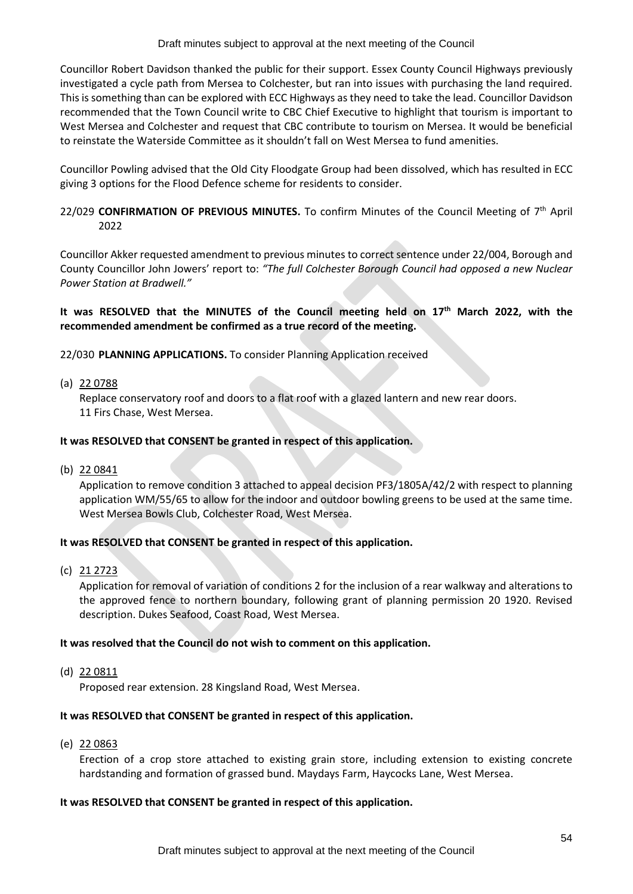Councillor Robert Davidson thanked the public for their support. Essex County Council Highways previously investigated a cycle path from Mersea to Colchester, but ran into issues with purchasing the land required. This is something than can be explored with ECC Highways as they need to take the lead. Councillor Davidson recommended that the Town Council write to CBC Chief Executive to highlight that tourism is important to West Mersea and Colchester and request that CBC contribute to tourism on Mersea. It would be beneficial to reinstate the Waterside Committee as it shouldn't fall on West Mersea to fund amenities.

Councillor Powling advised that the Old City Floodgate Group had been dissolved, which has resulted in ECC giving 3 options for the Flood Defence scheme for residents to consider.

22/029 **CONFIRMATION OF PREVIOUS MINUTES.** To confirm Minutes of the Council Meeting of 7th April 2022

Councillor Akker requested amendment to previous minutes to correct sentence under 22/004, Borough and County Councillor John Jowers' report to: *"The full Colchester Borough Council had opposed a new Nuclear Power Station at Bradwell."*

**It was RESOLVED that the MINUTES of the Council meeting held on 17th March 2022, with the recommended amendment be confirmed as a true record of the meeting.**

22/030 **PLANNING APPLICATIONS.** To consider Planning Application received

(a) 22 0788

Replace conservatory roof and doors to a flat roof with a glazed lantern and new rear doors.
11 Firs Chase, West Mersea.

**It was RESOLVED that CONSENT be granted in respect of this application.**

(b) 22 0841

Application to remove condition 3 attached to appeal decision PF3/1805A/42/2 with respect to planning application WM/55/65 to allow for the indoor and outdoor bowling greens to be used at the same time. West Mersea Bowls Club, Colchester Road, West Mersea.

**It was RESOLVED that CONSENT be granted in respect of this application.**

(c) 21 2723

Application for removal of variation of conditions 2 for the inclusion of a rear walkway and alterations to the approved fence to northern boundary, following grant of planning permission 20 1920. Revised description. Dukes Seafood, Coast Road, West Mersea.

**It was resolved that the Council do not wish to comment on this application.**

(d) 22 0811

Proposed rear extension. 28 Kingsland Road, West Mersea.

**It was RESOLVED that CONSENT be granted in respect of this application.**

(e) 22 0863

Erection of a crop store attached to existing grain store, including extension to existing concrete hardstanding and formation of grassed bund. Maydays Farm, Haycocks Lane, West Mersea.

**It was RESOLVED that CONSENT be granted in respect of this application.**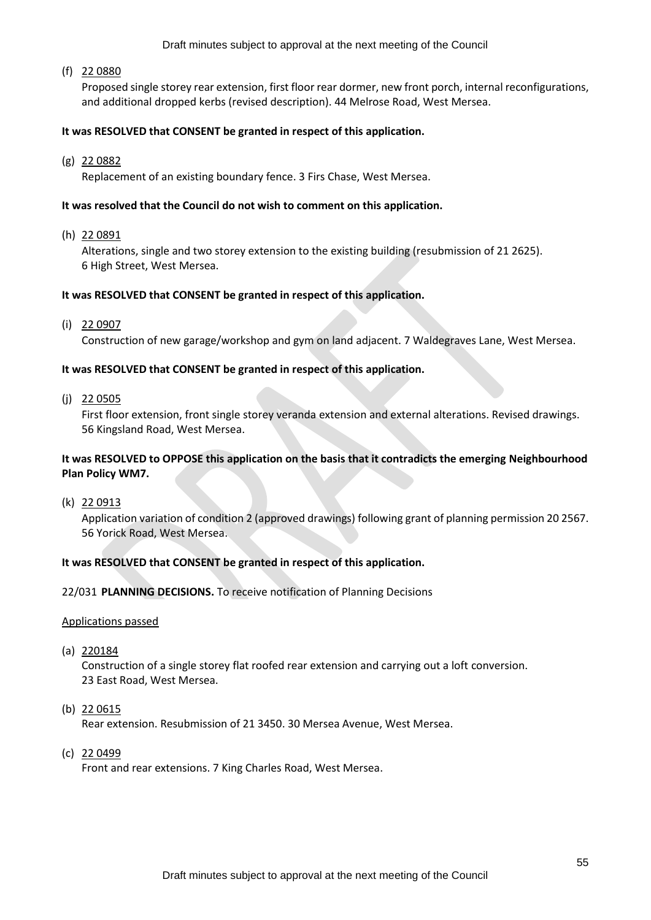(f) 22 0880

Proposed single storey rear extension, first floor rear dormer, new front porch, internal reconfigurations, and additional dropped kerbs (revised description). 44 Melrose Road, West Mersea.

**It was RESOLVED that CONSENT be granted in respect of this application.**

(g) 22 0882

Replacement of an existing boundary fence. 3 Firs Chase, West Mersea.

**It was resolved that the Council do not wish to comment on this application.**

(h) 22 0891

Alterations, single and two storey extension to the existing building (resubmission of 21 2625). 6 High Street, West Mersea.

**It was RESOLVED that CONSENT be granted in respect of this application.**

(i) 22 0907

Construction of new garage/workshop and gym on land adjacent. 7 Waldegraves Lane, West Mersea.

**It was RESOLVED that CONSENT be granted in respect of this application.**

(j) 22 0505

First floor extension, front single storey veranda extension and external alterations. Revised drawings. 56 Kingsland Road, West Mersea.

**It was RESOLVED to OPPOSE this application on the basis that it contradicts the emerging Neighbourhood Plan Policy WM7.**

(k) 22 0913

Application variation of condition 2 (approved drawings) following grant of planning permission 20 2567. 56 Yorick Road, West Mersea.

**It was RESOLVED that CONSENT be granted in respect of this application.**

22/031 **PLANNING DECISIONS.** To receive notification of Planning Decisions

Applications passed

(a) 220184

Construction of a single storey flat roofed rear extension and carrying out a loft conversion. 23 East Road, West Mersea.

(b) 22 0615

Rear extension. Resubmission of 21 3450. 30 Mersea Avenue, West Mersea.

(c) 22 0499

Front and rear extensions. 7 King Charles Road, West Mersea.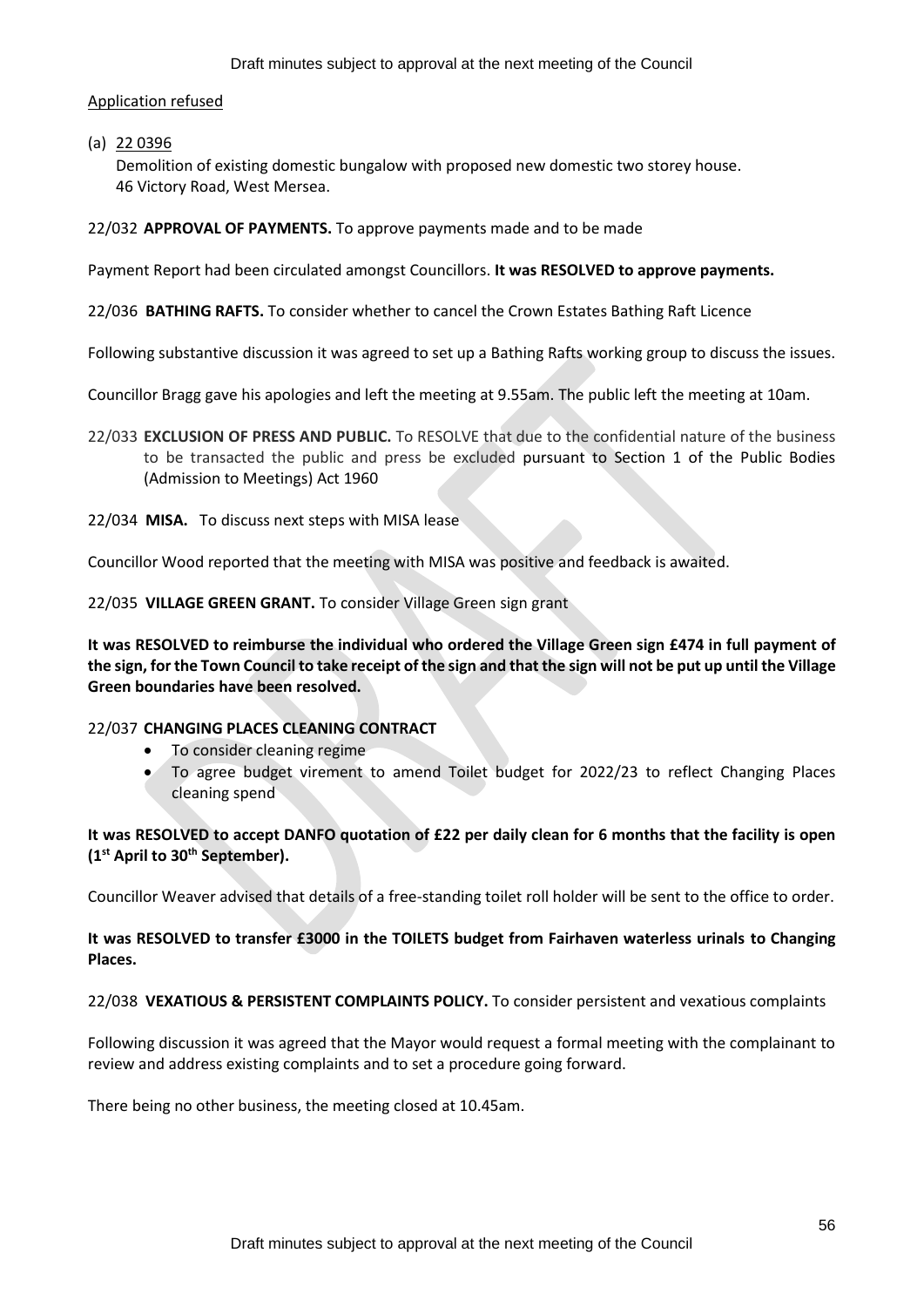Application refused

(a) 22 0396

Demolition of existing domestic bungalow with proposed new domestic two storey house.
46 Victory Road, West Mersea.

22/032 **APPROVAL OF PAYMENTS.** To approve payments made and to be made

Payment Report had been circulated amongst Councillors. **It was RESOLVED to approve payments.**

22/036 **BATHING RAFTS.** To consider whether to cancel the Crown Estates Bathing Raft Licence

Following substantive discussion it was agreed to set up a Bathing Rafts working group to discuss the issues.

Councillor Bragg gave his apologies and left the meeting at 9.55am. The public left the meeting at 10am.

22/033 **EXCLUSION OF PRESS AND PUBLIC.** To RESOLVE that due to the confidential nature of the business to be transacted the public and press be excluded pursuant to Section 1 of the Public Bodies (Admission to Meetings) Act 1960

22/034 **MISA.** To discuss next steps with MISA lease

Councillor Wood reported that the meeting with MISA was positive and feedback is awaited.

22/035 **VILLAGE GREEN GRANT.** To consider Village Green sign grant

**It was RESOLVED to reimburse the individual who ordered the Village Green sign £474 in full payment of the sign, for the Town Council to take receipt of the sign and that the sign will not be put up until the Village Green boundaries have been resolved.**

22/037 **CHANGING PLACES CLEANING CONTRACT**

- To consider cleaning regime
- To agree budget virement to amend Toilet budget for 2022/23 to reflect Changing Places cleaning spend

**It was RESOLVED to accept DANFO quotation of £22 per daily clean for 6 months that the facility is open (1st April to 30th September).**

Councillor Weaver advised that details of a free-standing toilet roll holder will be sent to the office to order.

**It was RESOLVED to transfer £3000 in the TOILETS budget from Fairhaven waterless urinals to Changing Places.**

22/038 **VEXATIOUS & PERSISTENT COMPLAINTS POLICY.** To consider persistent and vexatious complaints

Following discussion it was agreed that the Mayor would request a formal meeting with the complainant to review and address existing complaints and to set a procedure going forward.

There being no other business, the meeting closed at 10.45am.